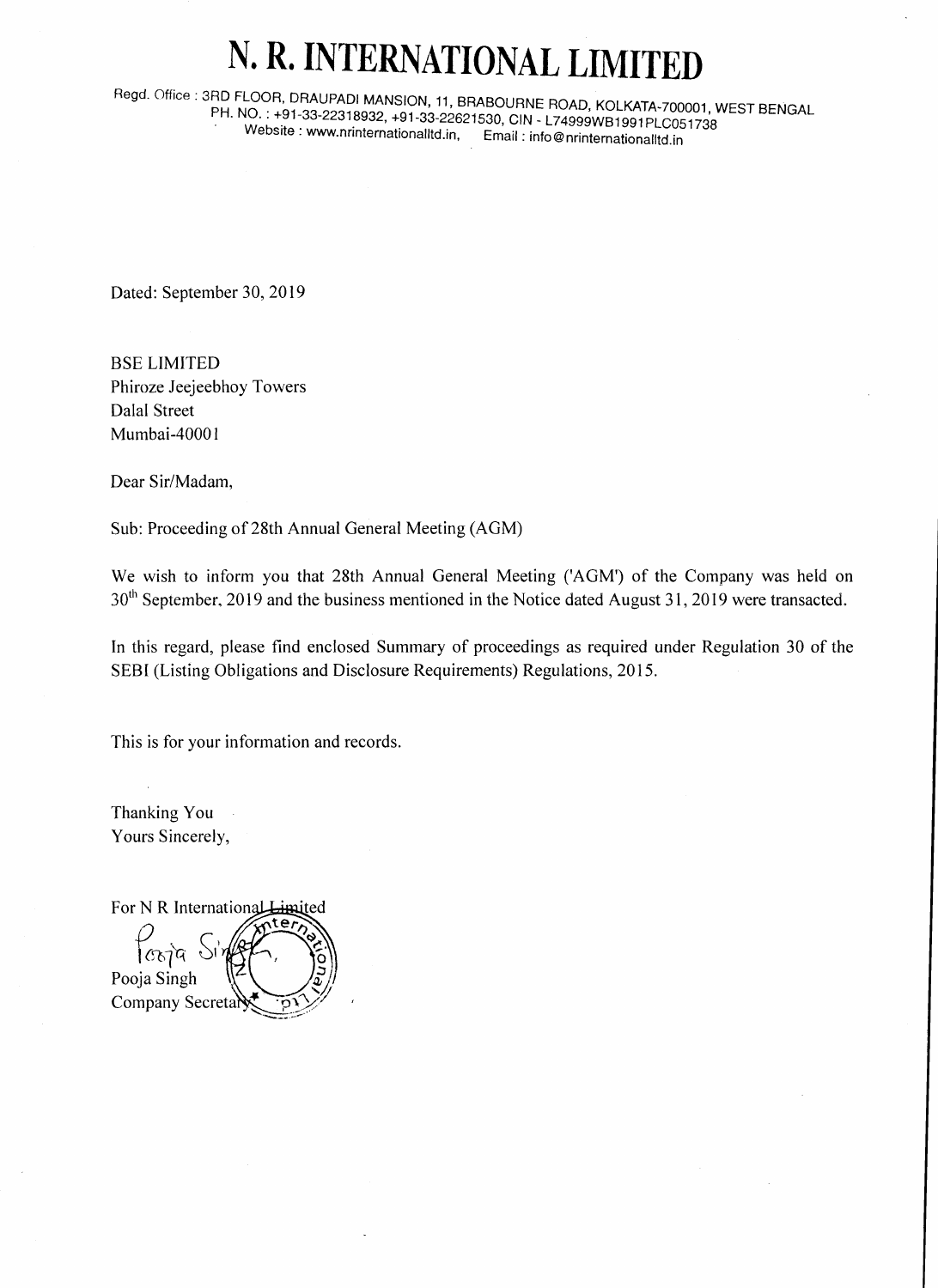# N. R. INTERNATIONAL LIMITED

Regd. Office : 3RD FLOOR, DRAUPADI MANSION, 11, BRABOURNE ROAD, KOLKATA-700001, WEST BENGAL
PH. NO. : +91-33-22318932, +91-33-22621530, CIN - L74999WB1991PLC051738
Website : www.nrinternationalltd.in, Email : info@nrinternationalltd.in

Dated: September 30, 2019

BSE LIMITED
Phiroze Jeejeebhoy Towers
Dalal Street
Mumbai-40001

Dear Sir/Madam,

Sub: Proceeding of 28th Annual General Meeting (AGM)

We wish to inform you that 28th Annual General Meeting ('AGM') of the Company was held on 30th September, 2019 and the business mentioned in the Notice dated August 31, 2019 were transacted.

In this regard, please find enclosed Summary of proceedings as required under Regulation 30 of the SEBI (Listing Obligations and Disclosure Requirements) Regulations, 2015.

This is for your information and records.

Thanking You
Yours Sincerely,

For N R International Limited

Pooja Singh
Pooja Singh
Company Secretary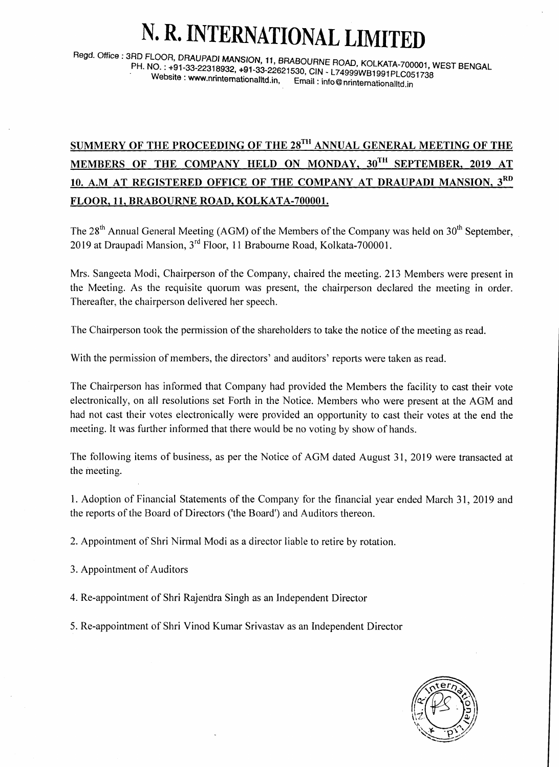# N. R. INTERNATIONAL LIMITED

Regd. Office : 3RD FLOOR, DRAUPADI MANSION, 11, BRABOURNE ROAD, KOLKATA-700001, WEST BENGAL
PH. NO. : +91-33-22318932, +91-33-22621530, CIN - L74999WB1991PLC051738
Website : www.nrinternationalltd.in, Email : info@nrinternationalltd.in

**SUMMERY OF THE PROCEEDING OF THE 28TH ANNUAL GENERAL MEETING OF THE MEMBERS OF THE COMPANY HELD ON MONDAY, 30TH SEPTEMBER, 2019 AT 10. A.M AT REGISTERED OFFICE OF THE COMPANY AT DRAUPADI MANSION, 3RD FLOOR, 11, BRABOURNE ROAD, KOLKATA-700001.**

The 28th Annual General Meeting (AGM) of the Members of the Company was held on 30th September, 2019 at Draupadi Mansion, 3rd Floor, 11 Brabourne Road, Kolkata-700001.

Mrs. Sangeeta Modi, Chairperson of the Company, chaired the meeting. 213 Members were present in the Meeting. As the requisite quorum was present, the chairperson declared the meeting in order. Thereafter, the chairperson delivered her speech.

The Chairperson took the permission of the shareholders to take the notice of the meeting as read.

With the permission of members, the directors' and auditors' reports were taken as read.

The Chairperson has informed that Company had provided the Members the facility to cast their vote electronically, on all resolutions set Forth in the Notice. Members who were present at the AGM and had not cast their votes electronically were provided an opportunity to cast their votes at the end the meeting. It was further informed that there would be no voting by show of hands.

The following items of business, as per the Notice of AGM dated August 31, 2019 were transacted at the meeting.

1. Adoption of Financial Statements of the Company for the financial year ended March 31, 2019 and the reports of the Board of Directors ('the Board') and Auditors thereon.

2. Appointment of Shri Nirmal Modi as a director liable to retire by rotation.

3. Appointment of Auditors

4. Re-appointment of Shri Rajendra Singh as an Independent Director

5. Re-appointment of Shri Vinod Kumar Srivastav as an Independent Director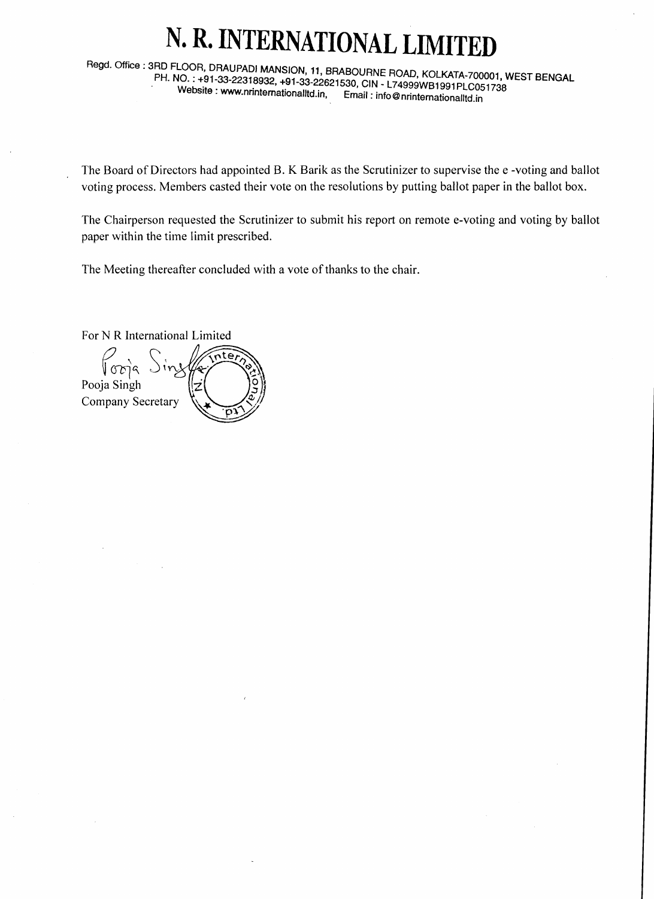# N. R. INTERNATIONAL LIMITED

Regd. Office : 3RD FLOOR, DRAUPADI MANSION, 11, BRABOURNE ROAD, KOLKATA-700001, WEST BENGAL
PH. NO. : +91-33-22318932, +91-33-22621530, CIN - L74999WB1991PLC051738
Website : www.nrinternationalltd.in, Email : info@nrinternationalltd.in

The Board of Directors had appointed B. K Barik as the Scrutinizer to supervise the e -voting and ballot voting process. Members casted their vote on the resolutions by putting ballot paper in the ballot box.

The Chairperson requested the Scrutinizer to submit his report on remote e-voting and voting by ballot paper within the time limit prescribed.

The Meeting thereafter concluded with a vote of thanks to the chair.

For N R International Limited

Pooja Singh
Company Secretary